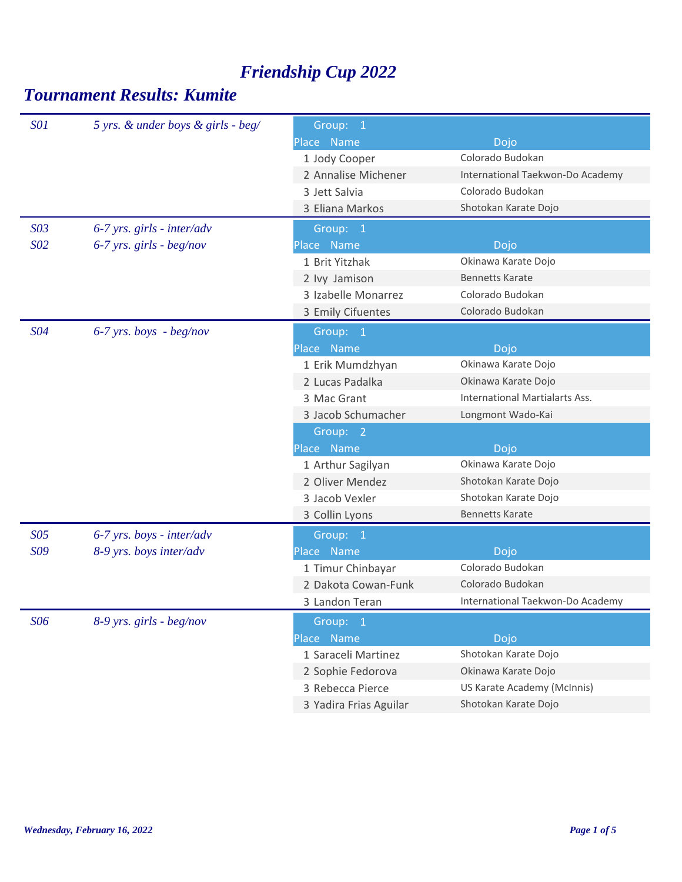# *Friendship Cup 2022*

## *Tournament Results: Kumite*

*S01* *5 yrs. & under boys & girls - beg/*

**Group: 1**

| Place | Name | Dojo |
| --- | --- | --- |
| 1 | Jody Cooper | Colorado Budokan |
| 2 | Annalise Michener | International Taekwon-Do Academy |
| 3 | Jett Salvia | Colorado Budokan |
| 3 | Eliana Markos | Shotokan Karate Dojo |

*S03* *6-7 yrs. girls - inter/adv*
*S02* *6-7 yrs. girls - beg/nov*

**Group: 1**

| Place | Name | Dojo |
| --- | --- | --- |
| 1 | Brit Yitzhak | Okinawa Karate Dojo |
| 2 | Ivy Jamison | Bennetts Karate |
| 3 | Izabelle Monarrez | Colorado Budokan |
| 3 | Emily Cifuentes | Colorado Budokan |

*S04* *6-7 yrs. boys - beg/nov*

**Group: 1**

| Place | Name | Dojo |
| --- | --- | --- |
| 1 | Erik Mumdzhyan | Okinawa Karate Dojo |
| 2 | Lucas Padalka | Okinawa Karate Dojo |
| 3 | Mac Grant | International Martialarts Ass. |
| 3 | Jacob Schumacher | Longmont Wado-Kai |

**Group: 2**

| Place | Name | Dojo |
| --- | --- | --- |
| 1 | Arthur Sagilyan | Okinawa Karate Dojo |
| 2 | Oliver Mendez | Shotokan Karate Dojo |
| 3 | Jacob Vexler | Shotokan Karate Dojo |
| 3 | Collin Lyons | Bennetts Karate |

*S05* *6-7 yrs. boys - inter/adv*
*S09* *8-9 yrs. boys inter/adv*

**Group: 1**

| Place | Name | Dojo |
| --- | --- | --- |
| 1 | Timur Chinbayar | Colorado Budokan |
| 2 | Dakota Cowan-Funk | Colorado Budokan |
| 3 | Landon Teran | International Taekwon-Do Academy |

*S06* *8-9 yrs. girls - beg/nov*

**Group: 1**

| Place | Name | Dojo |
| --- | --- | --- |
| 1 | Saraceli Martinez | Shotokan Karate Dojo |
| 2 | Sophie Fedorova | Okinawa Karate Dojo |
| 3 | Rebecca Pierce | US Karate Academy (McInnis) |
| 3 | Yadira Frias Aguilar | Shotokan Karate Dojo |

*Wednesday, February 16, 2022*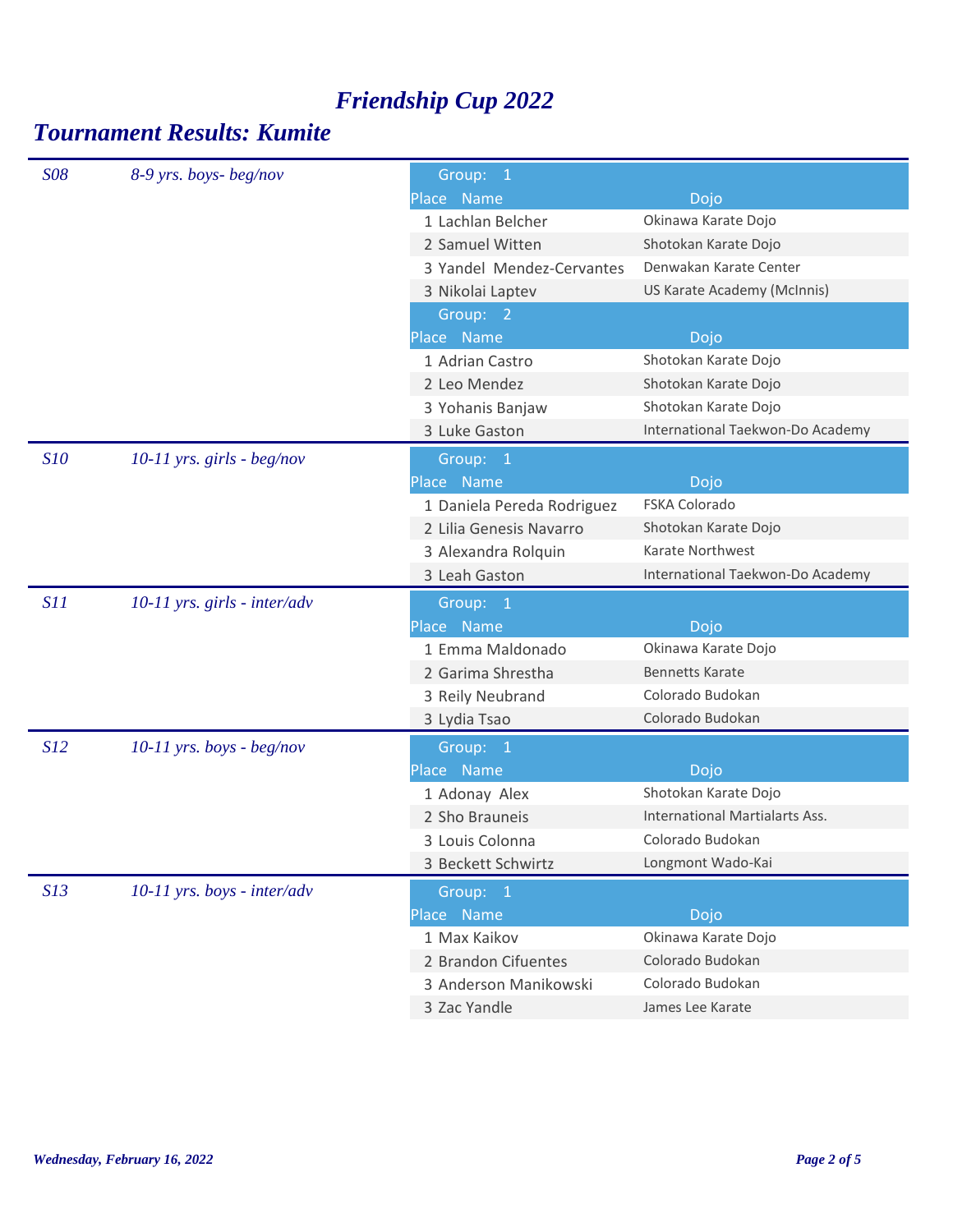# *Friendship Cup 2022*

## *Tournament Results: Kumite*

### *S08 — 8-9 yrs. boys- beg/nov*

**Group: 1**

| Place | Name | Dojo |
| --- | --- | --- |
| 1 | Lachlan Belcher | Okinawa Karate Dojo |
| 2 | Samuel Witten | Shotokan Karate Dojo |
| 3 | Yandel Mendez-Cervantes | Denwakan Karate Center |
| 3 | Nikolai Laptev | US Karate Academy (McInnis) |

**Group: 2**

| Place | Name | Dojo |
| --- | --- | --- |
| 1 | Adrian Castro | Shotokan Karate Dojo |
| 2 | Leo Mendez | Shotokan Karate Dojo |
| 3 | Yohanis Banjaw | Shotokan Karate Dojo |
| 3 | Luke Gaston | International Taekwon-Do Academy |

### *S10 — 10-11 yrs. girls - beg/nov*

**Group: 1**

| Place | Name | Dojo |
| --- | --- | --- |
| 1 | Daniela Pereda Rodriguez | FSKA Colorado |
| 2 | Lilia Genesis Navarro | Shotokan Karate Dojo |
| 3 | Alexandra Rolquin | Karate Northwest |
| 3 | Leah Gaston | International Taekwon-Do Academy |

### *S11 — 10-11 yrs. girls - inter/adv*

**Group: 1**

| Place | Name | Dojo |
| --- | --- | --- |
| 1 | Emma Maldonado | Okinawa Karate Dojo |
| 2 | Garima Shrestha | Bennetts Karate |
| 3 | Reily Neubrand | Colorado Budokan |
| 3 | Lydia Tsao | Colorado Budokan |

### *S12 — 10-11 yrs. boys - beg/nov*

**Group: 1**

| Place | Name | Dojo |
| --- | --- | --- |
| 1 | Adonay Alex | Shotokan Karate Dojo |
| 2 | Sho Brauneis | International Martialarts Ass. |
| 3 | Louis Colonna | Colorado Budokan |
| 3 | Beckett Schwirtz | Longmont Wado-Kai |

### *S13 — 10-11 yrs. boys - inter/adv*

**Group: 1**

| Place | Name | Dojo |
| --- | --- | --- |
| 1 | Max Kaikov | Okinawa Karate Dojo |
| 2 | Brandon Cifuentes | Colorado Budokan |
| 3 | Anderson Manikowski | Colorado Budokan |
| 3 | Zac Yandle | James Lee Karate |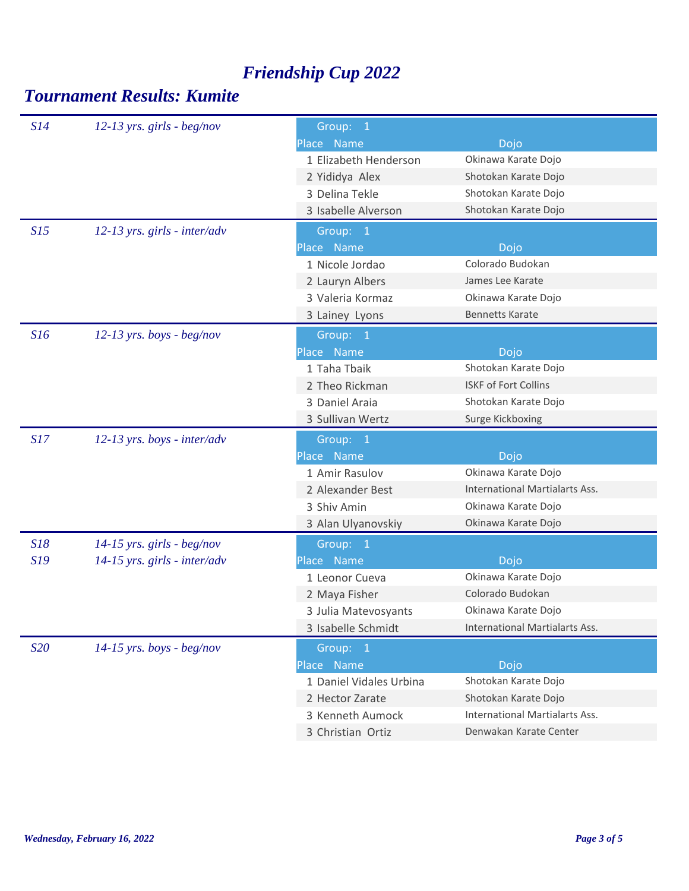# *Friendship Cup 2022*

## *Tournament Results: Kumite*

*S14* — *12-13 yrs. girls - beg/nov*

| Group: 1 | | |
|---|---|---|
| Place | Name | Dojo |
| 1 | Elizabeth Henderson | Okinawa Karate Dojo |
| 2 | Yididya Alex | Shotokan Karate Dojo |
| 3 | Delina Tekle | Shotokan Karate Dojo |
| 3 | Isabelle Alverson | Shotokan Karate Dojo |

*S15* — *12-13 yrs. girls - inter/adv*

| Group: 1 | | |
|---|---|---|
| Place | Name | Dojo |
| 1 | Nicole Jordao | Colorado Budokan |
| 2 | Lauryn Albers | James Lee Karate |
| 3 | Valeria Kormaz | Okinawa Karate Dojo |
| 3 | Lainey Lyons | Bennetts Karate |

*S16* — *12-13 yrs. boys - beg/nov*

| Group: 1 | | |
|---|---|---|
| Place | Name | Dojo |
| 1 | Taha Tbaik | Shotokan Karate Dojo |
| 2 | Theo Rickman | ISKF of Fort Collins |
| 3 | Daniel Araia | Shotokan Karate Dojo |
| 3 | Sullivan Wertz | Surge Kickboxing |

*S17* — *12-13 yrs. boys - inter/adv*

| Group: 1 | | |
|---|---|---|
| Place | Name | Dojo |
| 1 | Amir Rasulov | Okinawa Karate Dojo |
| 2 | Alexander Best | International Martialarts Ass. |
| 3 | Shiv Amin | Okinawa Karate Dojo |
| 3 | Alan Ulyanovskiy | Okinawa Karate Dojo |

*S18* — *14-15 yrs. girls - beg/nov*
*S19* — *14-15 yrs. girls - inter/adv*

| Group: 1 | | |
|---|---|---|
| Place | Name | Dojo |
| 1 | Leonor Cueva | Okinawa Karate Dojo |
| 2 | Maya Fisher | Colorado Budokan |
| 3 | Julia Matevosyants | Okinawa Karate Dojo |
| 3 | Isabelle Schmidt | International Martialarts Ass. |

*S20* — *14-15 yrs. boys - beg/nov*

| Group: 1 | | |
|---|---|---|
| Place | Name | Dojo |
| 1 | Daniel Vidales Urbina | Shotokan Karate Dojo |
| 2 | Hector Zarate | Shotokan Karate Dojo |
| 3 | Kenneth Aumock | International Martialarts Ass. |
| 3 | Christian Ortiz | Denwakan Karate Center |

***Wednesday, February 16, 2022***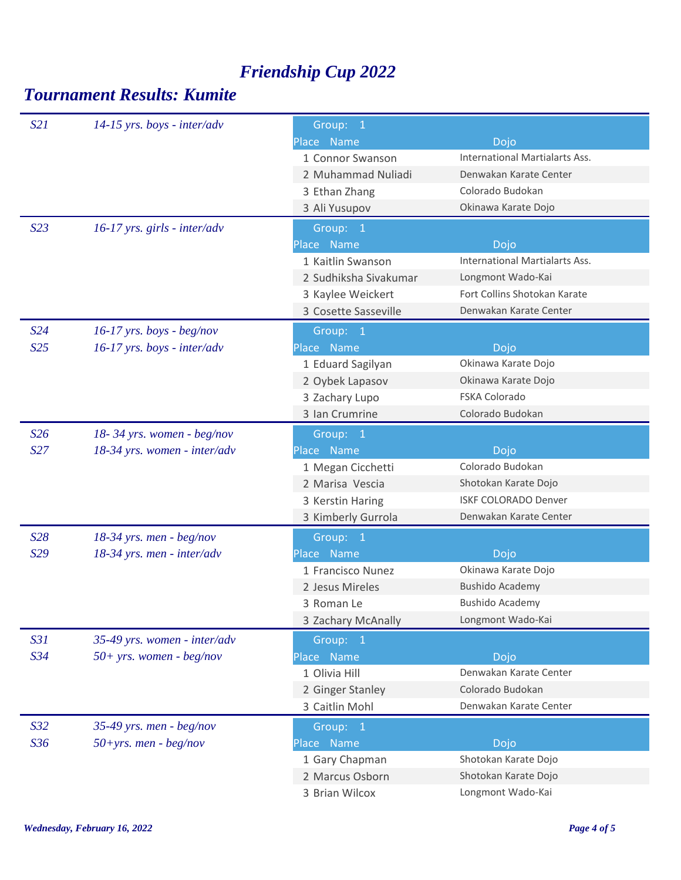# Friendship Cup 2022

## Tournament Results: Kumite

| Division | Category | Group | Place | Name | Dojo |
|---|---|---|---|---|---|
| S21 | 14-15 yrs. boys - inter/adv | 1 | 1 | Connor Swanson | International Martialarts Ass. |
| | | | 2 | Muhammad Nuliadi | Denwakan Karate Center |
| | | | 3 | Ethan Zhang | Colorado Budokan |
| | | | 3 | Ali Yusupov | Okinawa Karate Dojo |
| S23 | 16-17 yrs. girls - inter/adv | 1 | 1 | Kaitlin Swanson | International Martialarts Ass. |
| | | | 2 | Sudhiksha Sivakumar | Longmont Wado-Kai |
| | | | 3 | Kaylee Weickert | Fort Collins Shotokan Karate |
| | | | 3 | Cosette Sasseville | Denwakan Karate Center |
| S24<br>S25 | 16-17 yrs. boys - beg/nov<br>16-17 yrs. boys - inter/adv | 1 | 1 | Eduard Sagilyan | Okinawa Karate Dojo |
| | | | 2 | Oybek Lapasov | Okinawa Karate Dojo |
| | | | 3 | Zachary Lupo | FSKA Colorado |
| | | | 3 | Ian Crumrine | Colorado Budokan |
| S26<br>S27 | 18- 34 yrs. women - beg/nov<br>18-34 yrs. women - inter/adv | 1 | 1 | Megan Cicchetti | Colorado Budokan |
| | | | 2 | Marisa Vescia | Shotokan Karate Dojo |
| | | | 3 | Kerstin Haring | ISKF COLORADO Denver |
| | | | 3 | Kimberly Gurrola | Denwakan Karate Center |
| S28<br>S29 | 18-34 yrs. men - beg/nov<br>18-34 yrs. men - inter/adv | 1 | 1 | Francisco Nunez | Okinawa Karate Dojo |
| | | | 2 | Jesus Mireles | Bushido Academy |
| | | | 3 | Roman Le | Bushido Academy |
| | | | 3 | Zachary McAnally | Longmont Wado-Kai |
| S31<br>S34 | 35-49 yrs. women - inter/adv<br>50+ yrs. women - beg/nov | 1 | 1 | Olivia Hill | Denwakan Karate Center |
| | | | 2 | Ginger Stanley | Colorado Budokan |
| | | | 3 | Caitlin Mohl | Denwakan Karate Center |
| S32<br>S36 | 35-49 yrs. men - beg/nov<br>50+yrs. men - beg/nov | 1 | 1 | Gary Chapman | Shotokan Karate Dojo |
| | | | 2 | Marcus Osborn | Shotokan Karate Dojo |
| | | | 3 | Brian Wilcox | Longmont Wado-Kai |

*Wednesday, February 16, 2022*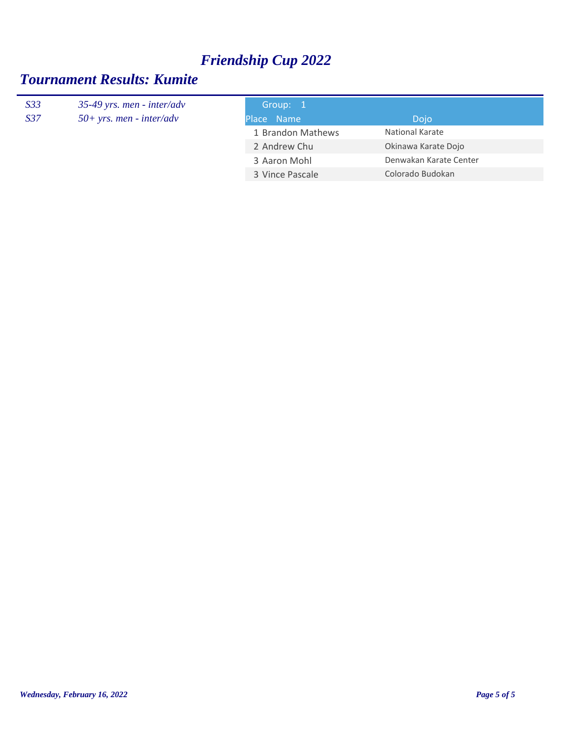# *Friendship Cup 2022*

## *Tournament Results: Kumite*

*S33* *35-49 yrs. men - inter/adv*

*S37* *50+ yrs. men - inter/adv*

Group: 1

| Place | Name | Dojo |
|---|---|---|
| 1 | Brandon Mathews | National Karate |
| 2 | Andrew Chu | Okinawa Karate Dojo |
| 3 | Aaron Mohl | Denwakan Karate Center |
| 3 | Vince Pascale | Colorado Budokan |

*Wednesday, February 16, 2022*